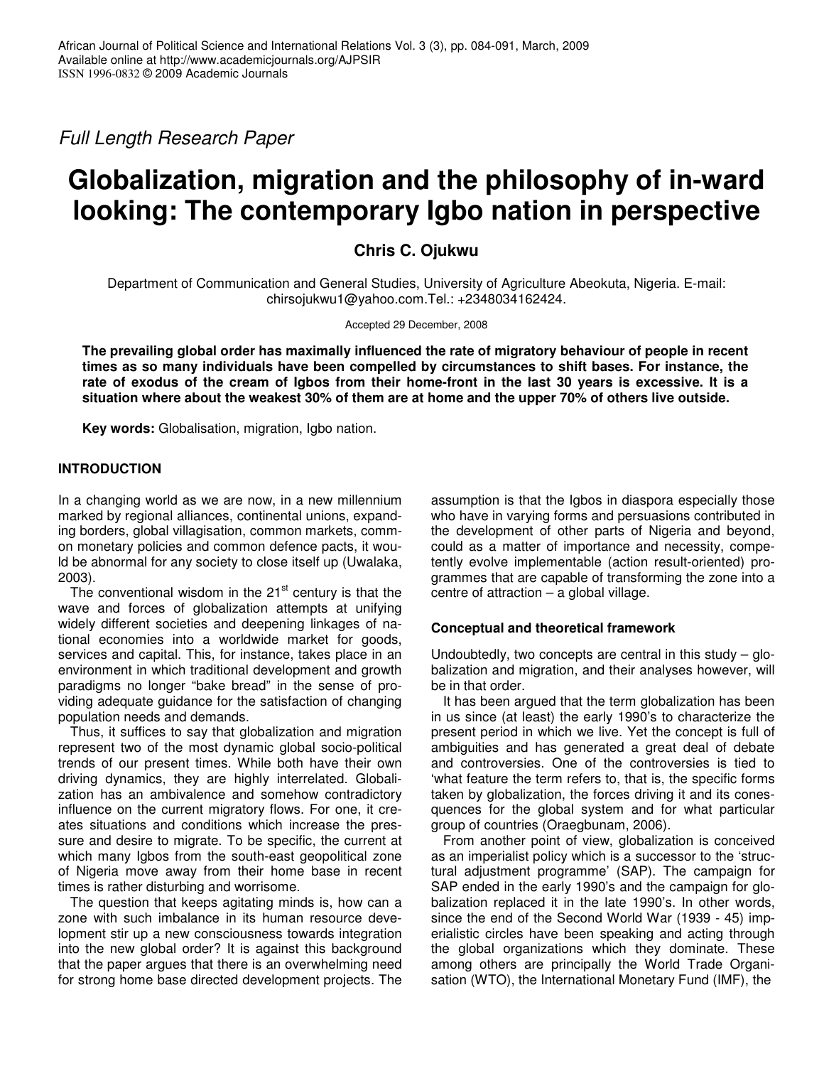*Full Length Research Paper*

# Globalization, migration and the philosophy of in-ward looking: The contemporary Igbo nation in perspective

**Chris C. Ojukwu**

Department of Communication and General Studies, University of Agriculture Abeokuta, Nigeria. E-mail: chirsojukwu1@yahoo.com.Tel.: +2348034162424.

Accepted 29 December, 2008

**The prevailing global order has maximally influenced the rate of migratory behaviour of people in recent times as so many individuals have been compelled by circumstances to shift bases. For instance, the rate of exodus of the cream of Igbos from their home-front in the last 30 years is excessive. It is a situation where about the weakest 30% of them are at home and the upper 70% of others live outside.**

**Key words:** Globalisation, migration, Igbo nation.

## INTRODUCTION

In a changing world as we are now, in a new millennium marked by regional alliances, continental unions, expanding borders, global villagisation, common markets, common monetary policies and common defence pacts, it would be abnormal for any society to close itself up (Uwalaka, 2003).

The conventional wisdom in the 21st century is that the wave and forces of globalization attempts at unifying widely different societies and deepening linkages of national economies into a worldwide market for goods, services and capital. This, for instance, takes place in an environment in which traditional development and growth paradigms no longer "bake bread" in the sense of providing adequate guidance for the satisfaction of changing population needs and demands.

Thus, it suffices to say that globalization and migration represent two of the most dynamic global socio-political trends of our present times. While both have their own driving dynamics, they are highly interrelated. Globalization has an ambivalence and somehow contradictory influence on the current migratory flows. For one, it creates situations and conditions which increase the pressure and desire to migrate. To be specific, the current at which many Igbos from the south-east geopolitical zone of Nigeria move away from their home base in recent times is rather disturbing and worrisome.

The question that keeps agitating minds is, how can a zone with such imbalance in its human resource development stir up a new consciousness towards integration into the new global order? It is against this background that the paper argues that there is an overwhelming need for strong home base directed development projects. The assumption is that the Igbos in diaspora especially those who have in varying forms and persuasions contributed in the development of other parts of Nigeria and beyond, could as a matter of importance and necessity, competently evolve implementable (action result-oriented) programmes that are capable of transforming the zone into a centre of attraction – a global village.

### Conceptual and theoretical framework

Undoubtedly, two concepts are central in this study – globalization and migration, and their analyses however, will be in that order.

It has been argued that the term globalization has been in us since (at least) the early 1990's to characterize the present period in which we live. Yet the concept is full of ambiguities and has generated a great deal of debate and controversies. One of the controversies is tied to 'what feature the term refers to, that is, the specific forms taken by globalization, the forces driving it and its consequences for the global system and for what particular group of countries (Oraegbunam, 2006).

From another point of view, globalization is conceived as an imperialist policy which is a successor to the 'structural adjustment programme' (SAP). The campaign for SAP ended in the early 1990's and the campaign for globalization replaced it in the late 1990's. In other words, since the end of the Second World War (1939 - 45) imperialistic circles have been speaking and acting through the global organizations which they dominate. These among others are principally the World Trade Organisation (WTO), the International Monetary Fund (IMF), the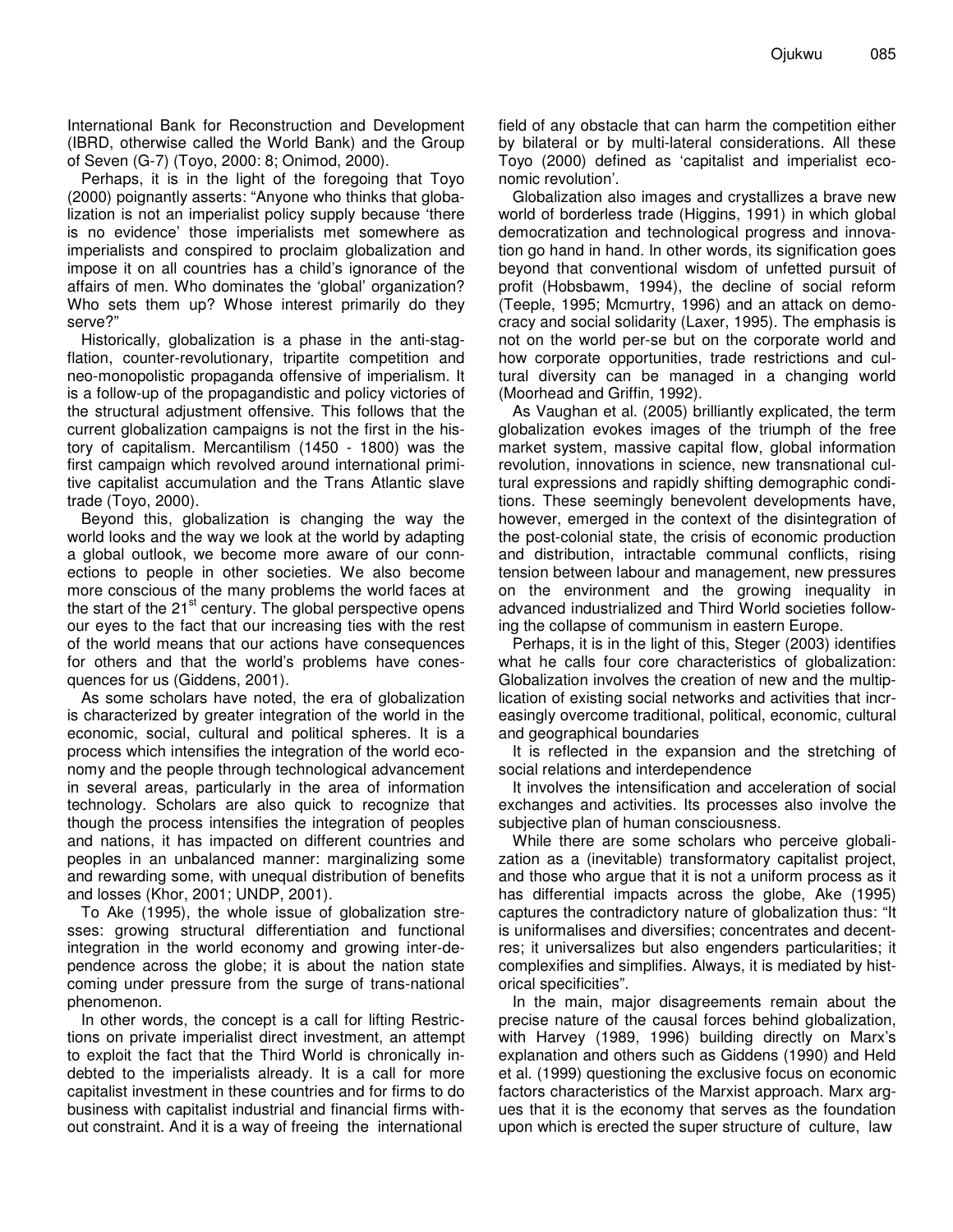International Bank for Reconstruction and Development (IBRD, otherwise called the World Bank) and the Group of Seven (G-7) (Toyo, 2000: 8; Onimod, 2000).

Perhaps, it is in the light of the foregoing that Toyo (2000) poignantly asserts: "Anyone who thinks that globalization is not an imperialist policy supply because 'there is no evidence' those imperialists met somewhere as imperialists and conspired to proclaim globalization and impose it on all countries has a child's ignorance of the affairs of men. Who dominates the 'global' organization? Who sets them up? Whose interest primarily do they serve?"

Historically, globalization is a phase in the anti-stagflation, counter-revolutionary, tripartite competition and neo-monopolistic propaganda offensive of imperialism. It is a follow-up of the propagandistic and policy victories of the structural adjustment offensive. This follows that the current globalization campaigns is not the first in the history of capitalism. Mercantilism (1450 - 1800) was the first campaign which revolved around international primitive capitalist accumulation and the Trans Atlantic slave trade (Toyo, 2000).

Beyond this, globalization is changing the way the world looks and the way we look at the world by adapting a global outlook, we become more aware of our connections to people in other societies. We also become more conscious of the many problems the world faces at the start of the 21st century. The global perspective opens our eyes to the fact that our increasing ties with the rest of the world means that our actions have consequences for others and that the world's problems have consequences for us (Giddens, 2001).

As some scholars have noted, the era of globalization is characterized by greater integration of the world in the economic, social, cultural and political spheres. It is a process which intensifies the integration of the world economy and the people through technological advancement in several areas, particularly in the area of information technology. Scholars are also quick to recognize that though the process intensifies the integration of peoples and nations, it has impacted on different countries and peoples in an unbalanced manner: marginalizing some and rewarding some, with unequal distribution of benefits and losses (Khor, 2001; UNDP, 2001).

To Ake (1995), the whole issue of globalization stresses: growing structural differentiation and functional integration in the world economy and growing inter-dependence across the globe; it is about the nation state coming under pressure from the surge of trans-national phenomenon.

In other words, the concept is a call for lifting Restrictions on private imperialist direct investment, an attempt to exploit the fact that the Third World is chronically indebted to the imperialists already. It is a call for more capitalist investment in these countries and for firms to do business with capitalist industrial and financial firms without constraint. And it is a way of freeing the international field of any obstacle that can harm the competition either by bilateral or by multi-lateral considerations. All these Toyo (2000) defined as 'capitalist and imperialist economic revolution'.

Globalization also images and crystallizes a brave new world of borderless trade (Higgins, 1991) in which global democratization and technological progress and innovation go hand in hand. In other words, its signification goes beyond that conventional wisdom of unfetted pursuit of profit (Hobsbawm, 1994), the decline of social reform (Teeple, 1995; Mcmurtry, 1996) and an attack on democracy and social solidarity (Laxer, 1995). The emphasis is not on the world per-se but on the corporate world and how corporate opportunities, trade restrictions and cultural diversity can be managed in a changing world (Moorhead and Griffin, 1992).

As Vaughan et al. (2005) brilliantly explicated, the term globalization evokes images of the triumph of the free market system, massive capital flow, global information revolution, innovations in science, new transnational cultural expressions and rapidly shifting demographic conditions. These seemingly benevolent developments have, however, emerged in the context of the disintegration of the post-colonial state, the crisis of economic production and distribution, intractable communal conflicts, rising tension between labour and management, new pressures on the environment and the growing inequality in advanced industrialized and Third World societies following the collapse of communism in eastern Europe.

Perhaps, it is in the light of this, Steger (2003) identifies what he calls four core characteristics of globalization: Globalization involves the creation of new and the multiplication of existing social networks and activities that increasingly overcome traditional, political, economic, cultural and geographical boundaries

It is reflected in the expansion and the stretching of social relations and interdependence

It involves the intensification and acceleration of social exchanges and activities. Its processes also involve the subjective plan of human consciousness.

While there are some scholars who perceive globalization as a (inevitable) transformatory capitalist project, and those who argue that it is not a uniform process as it has differential impacts across the globe, Ake (1995) captures the contradictory nature of globalization thus: "It is uniformalises and diversifies; concentrates and decentres; it universalizes but also engenders particularities; it complexifies and simplifies. Always, it is mediated by historical specificities".

In the main, major disagreements remain about the precise nature of the causal forces behind globalization, with Harvey (1989, 1996) building directly on Marx's explanation and others such as Giddens (1990) and Held et al. (1999) questioning the exclusive focus on economic factors characteristics of the Marxist approach. Marx argues that it is the economy that serves as the foundation upon which is erected the super structure of culture, law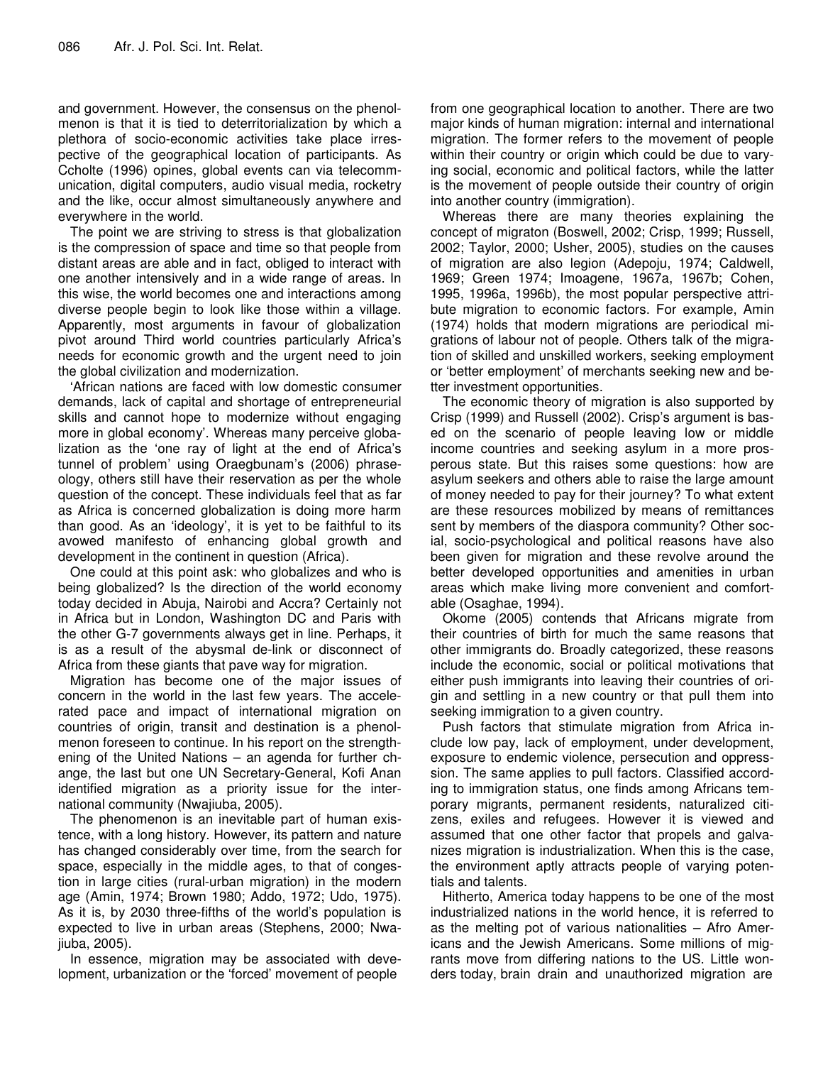and government. However, the consensus on the phenolmenon is that it is tied to deterritorialization by which a plethora of socio-economic activities take place irrespective of the geographical location of participants. As Ccholte (1996) opines, global events can via telecommunication, digital computers, audio visual media, rocketry and the like, occur almost simultaneously anywhere and everywhere in the world.

The point we are striving to stress is that globalization is the compression of space and time so that people from distant areas are able and in fact, obliged to interact with one another intensively and in a wide range of areas. In this wise, the world becomes one and interactions among diverse people begin to look like those within a village. Apparently, most arguments in favour of globalization pivot around Third world countries particularly Africa's needs for economic growth and the urgent need to join the global civilization and modernization.

'African nations are faced with low domestic consumer demands, lack of capital and shortage of entrepreneurial skills and cannot hope to modernize without engaging more in global economy'. Whereas many perceive globalization as the 'one ray of light at the end of Africa's tunnel of problem' using Oraegbunam's (2006) phraseology, others still have their reservation as per the whole question of the concept. These individuals feel that as far as Africa is concerned globalization is doing more harm than good. As an 'ideology', it is yet to be faithful to its avowed manifesto of enhancing global growth and development in the continent in question (Africa).

One could at this point ask: who globalizes and who is being globalized? Is the direction of the world economy today decided in Abuja, Nairobi and Accra? Certainly not in Africa but in London, Washington DC and Paris with the other G-7 governments always get in line. Perhaps, it is as a result of the abysmal de-link or disconnect of Africa from these giants that pave way for migration.

Migration has become one of the major issues of concern in the world in the last few years. The accelerated pace and impact of international migration on countries of origin, transit and destination is a phenolmenon foreseen to continue. In his report on the strengthening of the United Nations – an agenda for further change, the last but one UN Secretary-General, Kofi Anan identified migration as a priority issue for the international community (Nwajiuba, 2005).

The phenomenon is an inevitable part of human existence, with a long history. However, its pattern and nature has changed considerably over time, from the search for space, especially in the middle ages, to that of congestion in large cities (rural-urban migration) in the modern age (Amin, 1974; Brown 1980; Addo, 1972; Udo, 1975). As it is, by 2030 three-fifths of the world's population is expected to live in urban areas (Stephens, 2000; Nwajiuba, 2005).

In essence, migration may be associated with development, urbanization or the 'forced' movement of people from one geographical location to another. There are two major kinds of human migration: internal and international migration. The former refers to the movement of people within their country or origin which could be due to varying social, economic and political factors, while the latter is the movement of people outside their country of origin into another country (immigration).

Whereas there are many theories explaining the concept of migraton (Boswell, 2002; Crisp, 1999; Russell, 2002; Taylor, 2000; Usher, 2005), studies on the causes of migration are also legion (Adepoju, 1974; Caldwell, 1969; Green 1974; Imoagene, 1967a, 1967b; Cohen, 1995, 1996a, 1996b), the most popular perspective attribute migration to economic factors. For example, Amin (1974) holds that modern migrations are periodical migrations of labour not of people. Others talk of the migration of skilled and unskilled workers, seeking employment or 'better employment' of merchants seeking new and better investment opportunities.

The economic theory of migration is also supported by Crisp (1999) and Russell (2002). Crisp's argument is based on the scenario of people leaving low or middle income countries and seeking asylum in a more prosperous state. But this raises some questions: how are asylum seekers and others able to raise the large amount of money needed to pay for their journey? To what extent are these resources mobilized by means of remittances sent by members of the diaspora community? Other social, socio-psychological and political reasons have also been given for migration and these revolve around the better developed opportunities and amenities in urban areas which make living more convenient and comfortable (Osaghae, 1994).

Okome (2005) contends that Africans migrate from their countries of birth for much the same reasons that other immigrants do. Broadly categorized, these reasons include the economic, social or political motivations that either push immigrants into leaving their countries of origin and settling in a new country or that pull them into seeking immigration to a given country.

Push factors that stimulate migration from Africa include low pay, lack of employment, under development, exposure to endemic violence, persecution and oppression. The same applies to pull factors. Classified according to immigration status, one finds among Africans temporary migrants, permanent residents, naturalized citizens, exiles and refugees. However it is viewed and assumed that one other factor that propels and galvanizes migration is industrialization. When this is the case, the environment aptly attracts people of varying potentials and talents.

Hitherto, America today happens to be one of the most industrialized nations in the world hence, it is referred to as the melting pot of various nationalities – Afro Americans and the Jewish Americans. Some millions of migrants move from differing nations to the US. Little wonders today, brain drain and unauthorized migration are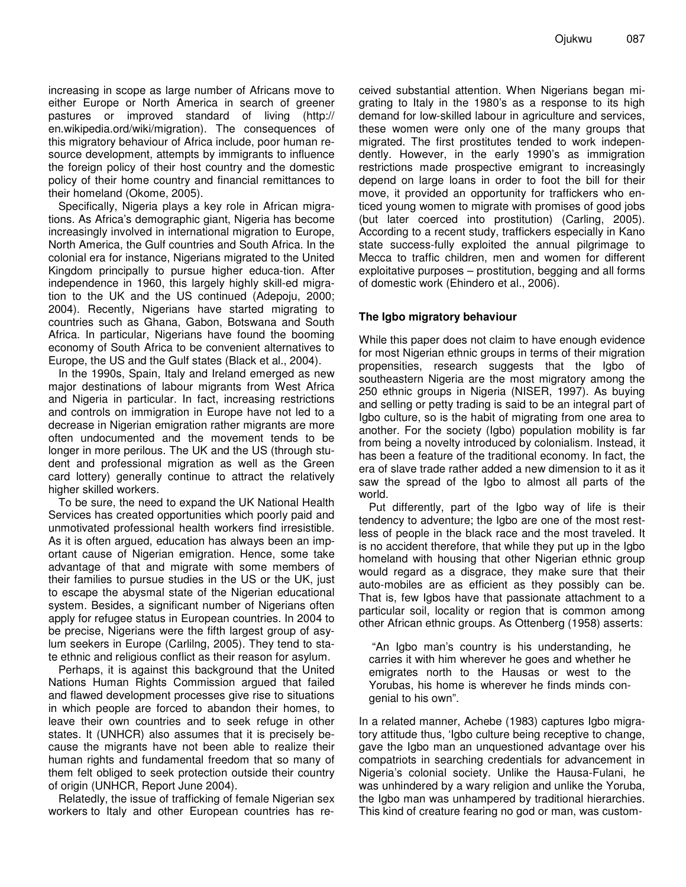increasing in scope as large number of Africans move to either Europe or North America in search of greener pastures or improved standard of living (http:// en.wikipedia.ord/wiki/migration). The consequences of this migratory behaviour of Africa include, poor human resource development, attempts by immigrants to influence the foreign policy of their host country and the domestic policy of their home country and financial remittances to their homeland (Okome, 2005).

Specifically, Nigeria plays a key role in African migrations. As Africa's demographic giant, Nigeria has become increasingly involved in international migration to Europe, North America, the Gulf countries and South Africa. In the colonial era for instance, Nigerians migrated to the United Kingdom principally to pursue higher educa-tion. After independence in 1960, this largely highly skill-ed migration to the UK and the US continued (Adepoju, 2000; 2004). Recently, Nigerians have started migrating to countries such as Ghana, Gabon, Botswana and South Africa. In particular, Nigerians have found the booming economy of South Africa to be convenient alternatives to Europe, the US and the Gulf states (Black et al., 2004).

In the 1990s, Spain, Italy and Ireland emerged as new major destinations of labour migrants from West Africa and Nigeria in particular. In fact, increasing restrictions and controls on immigration in Europe have not led to a decrease in Nigerian emigration rather migrants are more often undocumented and the movement tends to be longer in more perilous. The UK and the US (through student and professional migration as well as the Green card lottery) generally continue to attract the relatively higher skilled workers.

To be sure, the need to expand the UK National Health Services has created opportunities which poorly paid and unmotivated professional health workers find irresistible. As it is often argued, education has always been an important cause of Nigerian emigration. Hence, some take advantage of that and migrate with some members of their families to pursue studies in the US or the UK, just to escape the abysmal state of the Nigerian educational system. Besides, a significant number of Nigerians often apply for refugee status in European countries. In 2004 to be precise, Nigerians were the fifth largest group of asylum seekers in Europe (Carlilng, 2005). They tend to state ethnic and religious conflict as their reason for asylum.

Perhaps, it is against this background that the United Nations Human Rights Commission argued that failed and flawed development processes give rise to situations in which people are forced to abandon their homes, to leave their own countries and to seek refuge in other states. It (UNHCR) also assumes that it is precisely because the migrants have not been able to realize their human rights and fundamental freedom that so many of them felt obliged to seek protection outside their country of origin (UNHCR, Report June 2004).

Relatedly, the issue of trafficking of female Nigerian sex workers to Italy and other European countries has received substantial attention. When Nigerians began migrating to Italy in the 1980's as a response to its high demand for low-skilled labour in agriculture and services, these women were only one of the many groups that migrated. The first prostitutes tended to work independently. However, in the early 1990's as immigration restrictions made prospective emigrant to increasingly depend on large loans in order to foot the bill for their move, it provided an opportunity for traffickers who enticed young women to migrate with promises of good jobs (but later coerced into prostitution) (Carling, 2005). According to a recent study, traffickers especially in Kano state success-fully exploited the annual pilgrimage to Mecca to traffic children, men and women for different exploitative purposes – prostitution, begging and all forms of domestic work (Ehindero et al., 2006).

## The Igbo migratory behaviour

While this paper does not claim to have enough evidence for most Nigerian ethnic groups in terms of their migration propensities, research suggests that the Igbo of southeastern Nigeria are the most migratory among the 250 ethnic groups in Nigeria (NISER, 1997). As buying and selling or petty trading is said to be an integral part of Igbo culture, so is the habit of migrating from one area to another. For the society (Igbo) population mobility is far from being a novelty introduced by colonialism. Instead, it has been a feature of the traditional economy. In fact, the era of slave trade rather added a new dimension to it as it saw the spread of the Igbo to almost all parts of the world.

Put differently, part of the Igbo way of life is their tendency to adventure; the Igbo are one of the most restless of people in the black race and the most traveled. It is no accident therefore, that while they put up in the Igbo homeland with housing that other Nigerian ethnic group would regard as a disgrace, they make sure that their auto-mobiles are as efficient as they possibly can be. That is, few Igbos have that passionate attachment to a particular soil, locality or region that is common among other African ethnic groups. As Ottenberg (1958) asserts:

> "An Igbo man's country is his understanding, he carries it with him wherever he goes and whether he emigrates north to the Hausas or west to the Yorubas, his home is wherever he finds minds congenial to his own".

In a related manner, Achebe (1983) captures Igbo migratory attitude thus, 'Igbo culture being receptive to change, gave the Igbo man an unquestioned advantage over his compatriots in searching credentials for advancement in Nigeria's colonial society. Unlike the Hausa-Fulani, he was unhindered by a wary religion and unlike the Yoruba, the Igbo man was unhampered by traditional hierarchies. This kind of creature fearing no god or man, was custom-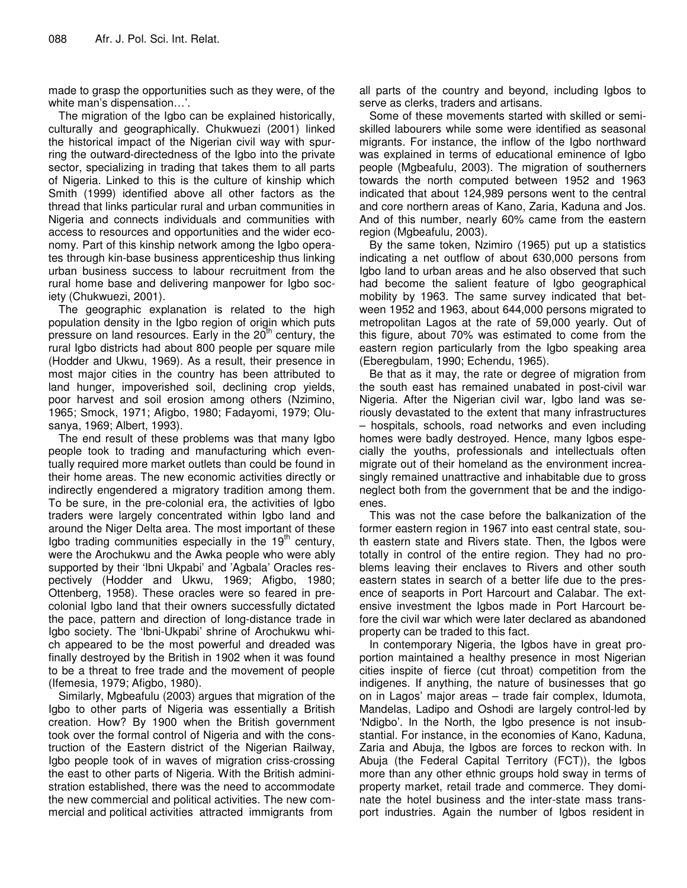made to grasp the opportunities such as they were, of the white man's dispensation…'.

The migration of the Igbo can be explained historically, culturally and geographically. Chukwuezi (2001) linked the historical impact of the Nigerian civil way with spurring the outward-directedness of the Igbo into the private sector, specializing in trading that takes them to all parts of Nigeria. Linked to this is the culture of kinship which Smith (1999) identified above all other factors as the thread that links particular rural and urban communities in Nigeria and connects individuals and communities with access to resources and opportunities and the wider economy. Part of this kinship network among the Igbo operates through kin-base business apprenticeship thus linking urban business success to labour recruitment from the rural home base and delivering manpower for Igbo society (Chukwuezi, 2001).

The geographic explanation is related to the high population density in the Igbo region of origin which puts pressure on land resources. Early in the 20[th] century, the rural Igbo districts had about 800 people per square mile (Hodder and Ukwu, 1969). As a result, their presence in most major cities in the country has been attributed to land hunger, impoverished soil, declining crop yields, poor harvest and soil erosion among others (Nzimino, 1965; Smock, 1971; Afigbo, 1980; Fadayomi, 1979; Olusanya, 1969; Albert, 1993).

The end result of these problems was that many Igbo people took to trading and manufacturing which eventually required more market outlets than could be found in their home areas. The new economic activities directly or indirectly engendered a migratory tradition among them. To be sure, in the pre-colonial era, the activities of Igbo traders were largely concentrated within Igbo land and around the Niger Delta area. The most important of these Igbo trading communities especially in the 19[th] century, were the Arochukwu and the Awka people who were ably supported by their 'Ibni Ukpabi' and 'Agbala' Oracles respectively (Hodder and Ukwu, 1969; Afigbo, 1980; Ottenberg, 1958). These oracles were so feared in pre-colonial Igbo land that their owners successfully dictated the pace, pattern and direction of long-distance trade in Igbo society. The 'Ibni-Ukpabi' shrine of Arochukwu which appeared to be the most powerful and dreaded was finally destroyed by the British in 1902 when it was found to be a threat to free trade and the movement of people (Ifemesia, 1979; Afigbo, 1980).

Similarly, Mgbeafulu (2003) argues that migration of the Igbo to other parts of Nigeria was essentially a British creation. How? By 1900 when the British government took over the formal control of Nigeria and with the construction of the Eastern district of the Nigerian Railway, Igbo people took of in waves of migration criss-crossing the east to other parts of Nigeria. With the British administration established, there was the need to accommodate the new commercial and political activities. The new commercial and political activities attracted immigrants from all parts of the country and beyond, including Igbos to serve as clerks, traders and artisans.

Some of these movements started with skilled or semi-skilled labourers while some were identified as seasonal migrants. For instance, the inflow of the Igbo northward was explained in terms of educational eminence of Igbo people (Mgbeafulu, 2003). The migration of southerners towards the north computed between 1952 and 1963 indicated that about 124,989 persons went to the central and core northern areas of Kano, Zaria, Kaduna and Jos. And of this number, nearly 60% came from the eastern region (Mgbeafulu, 2003).

By the same token, Nzimiro (1965) put up a statistics indicating a net outflow of about 630,000 persons from Igbo land to urban areas and he also observed that such had become the salient feature of Igbo geographical mobility by 1963. The same survey indicated that between 1952 and 1963, about 644,000 persons migrated to metropolitan Lagos at the rate of 59,000 yearly. Out of this figure, about 70% was estimated to come from the eastern region particularly from the Igbo speaking area (Eberegbulam, 1990; Echendu, 1965).

Be that as it may, the rate or degree of migration from the south east has remained unabated in post-civil war Nigeria. After the Nigerian civil war, Igbo land was seriously devastated to the extent that many infrastructures – hospitals, schools, road networks and even including homes were badly destroyed. Hence, many Igbos especially the youths, professionals and intellectuals often migrate out of their homeland as the environment increasingly remained unattractive and inhabitable due to gross neglect both from the government that be and the indigoenes.

This was not the case before the balkanization of the former eastern region in 1967 into east central state, south eastern state and Rivers state. Then, the Igbos were totally in control of the entire region. They had no problems leaving their enclaves to Rivers and other south eastern states in search of a better life due to the presence of seaports in Port Harcourt and Calabar. The extensive investment the Igbos made in Port Harcourt before the civil war which were later declared as abandoned property can be traded to this fact.

In contemporary Nigeria, the Igbos have in great proportion maintained a healthy presence in most Nigerian cities inspite of fierce (cut throat) competition from the indigenes. If anything, the nature of businesses that go on in Lagos' major areas – trade fair complex, Idumota, Mandelas, Ladipo and Oshodi are largely control-led by 'Ndigbo'. In the North, the Igbo presence is not insubstantial. For instance, in the economies of Kano, Kaduna, Zaria and Abuja, the Igbos are forces to reckon with. In Abuja (the Federal Capital Territory (FCT)), the Igbos more than any other ethnic groups hold sway in terms of property market, retail trade and commerce. They dominate the hotel business and the inter-state mass transport industries. Again the number of Igbos resident in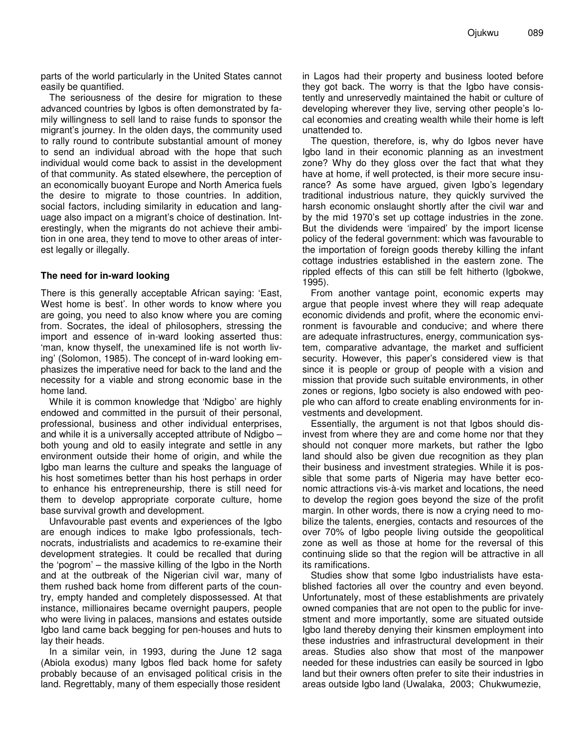parts of the world particularly in the United States cannot easily be quantified.

The seriousness of the desire for migration to these advanced countries by Igbos is often demonstrated by family willingness to sell land to raise funds to sponsor the migrant's journey. In the olden days, the community used to rally round to contribute substantial amount of money to send an individual abroad with the hope that such individual would come back to assist in the development of that community. As stated elsewhere, the perception of an economically buoyant Europe and North America fuels the desire to migrate to those countries. In addition, social factors, including similarity in education and language also impact on a migrant's choice of destination. Interestingly, when the migrants do not achieve their ambition in one area, they tend to move to other areas of interest legally or illegally.

### The need for in-ward looking

There is this generally acceptable African saying: 'East, West home is best'. In other words to know where you are going, you need to also know where you are coming from. Socrates, the ideal of philosophers, stressing the import and essence of in-ward looking asserted thus: 'man, know thyself, the unexamined life is not worth living' (Solomon, 1985). The concept of in-ward looking emphasizes the imperative need for back to the land and the necessity for a viable and strong economic base in the home land.

While it is common knowledge that 'Ndigbo' are highly endowed and committed in the pursuit of their personal, professional, business and other individual enterprises, and while it is a universally accepted attribute of Ndigbo – both young and old to easily integrate and settle in any environment outside their home of origin, and while the Igbo man learns the culture and speaks the language of his host sometimes better than his host perhaps in order to enhance his entrepreneurship, there is still need for them to develop appropriate corporate culture, home base survival growth and development.

Unfavourable past events and experiences of the Igbo are enough indices to make Igbo professionals, technocrats, industrialists and academics to re-examine their development strategies. It could be recalled that during the 'pogrom' – the massive killing of the Igbo in the North and at the outbreak of the Nigerian civil war, many of them rushed back home from different parts of the country, empty handed and completely dispossessed. At that instance, millionaires became overnight paupers, people who were living in palaces, mansions and estates outside Igbo land came back begging for pen-houses and huts to lay their heads.

In a similar vein, in 1993, during the June 12 saga (Abiola exodus) many Igbos fled back home for safety probably because of an envisaged political crisis in the land. Regrettably, many of them especially those resident in Lagos had their property and business looted before they got back. The worry is that the Igbo have consistently and unreservedly maintained the habit or culture of developing wherever they live, serving other people's local economies and creating wealth while their home is left unattended to.

The question, therefore, is, why do Igbos never have Igbo land in their economic planning as an investment zone? Why do they gloss over the fact that what they have at home, if well protected, is their more secure insurance? As some have argued, given Igbo's legendary traditional industrious nature, they quickly survived the harsh economic onslaught shortly after the civil war and by the mid 1970's set up cottage industries in the zone. But the dividends were 'impaired' by the import license policy of the federal government: which was favourable to the importation of foreign goods thereby killing the infant cottage industries established in the eastern zone. The rippled effects of this can still be felt hitherto (Igbokwe, 1995).

From another vantage point, economic experts may argue that people invest where they will reap adequate economic dividends and profit, where the economic environment is favourable and conducive; and where there are adequate infrastructures, energy, communication system, comparative advantage, the market and sufficient security. However, this paper's considered view is that since it is people or group of people with a vision and mission that provide such suitable environments, in other zones or regions, Igbo society is also endowed with people who can afford to create enabling environments for investments and development.

Essentially, the argument is not that Igbos should disinvest from where they are and come home nor that they should not conquer more markets, but rather the Igbo land should also be given due recognition as they plan their business and investment strategies. While it is possible that some parts of Nigeria may have better economic attractions vis-à-vis market and locations, the need to develop the region goes beyond the size of the profit margin. In other words, there is now a crying need to mobilize the talents, energies, contacts and resources of the over 70% of Igbo people living outside the geopolitical zone as well as those at home for the reversal of this continuing slide so that the region will be attractive in all its ramifications.

Studies show that some Igbo industrialists have established factories all over the country and even beyond. Unfortunately, most of these establishments are privately owned companies that are not open to the public for investment and more importantly, some are situated outside Igbo land thereby denying their kinsmen employment into these industries and infrastructural development in their areas. Studies also show that most of the manpower needed for these industries can easily be sourced in Igbo land but their owners often prefer to site their industries in areas outside Igbo land (Uwalaka, 2003; Chukwumezie,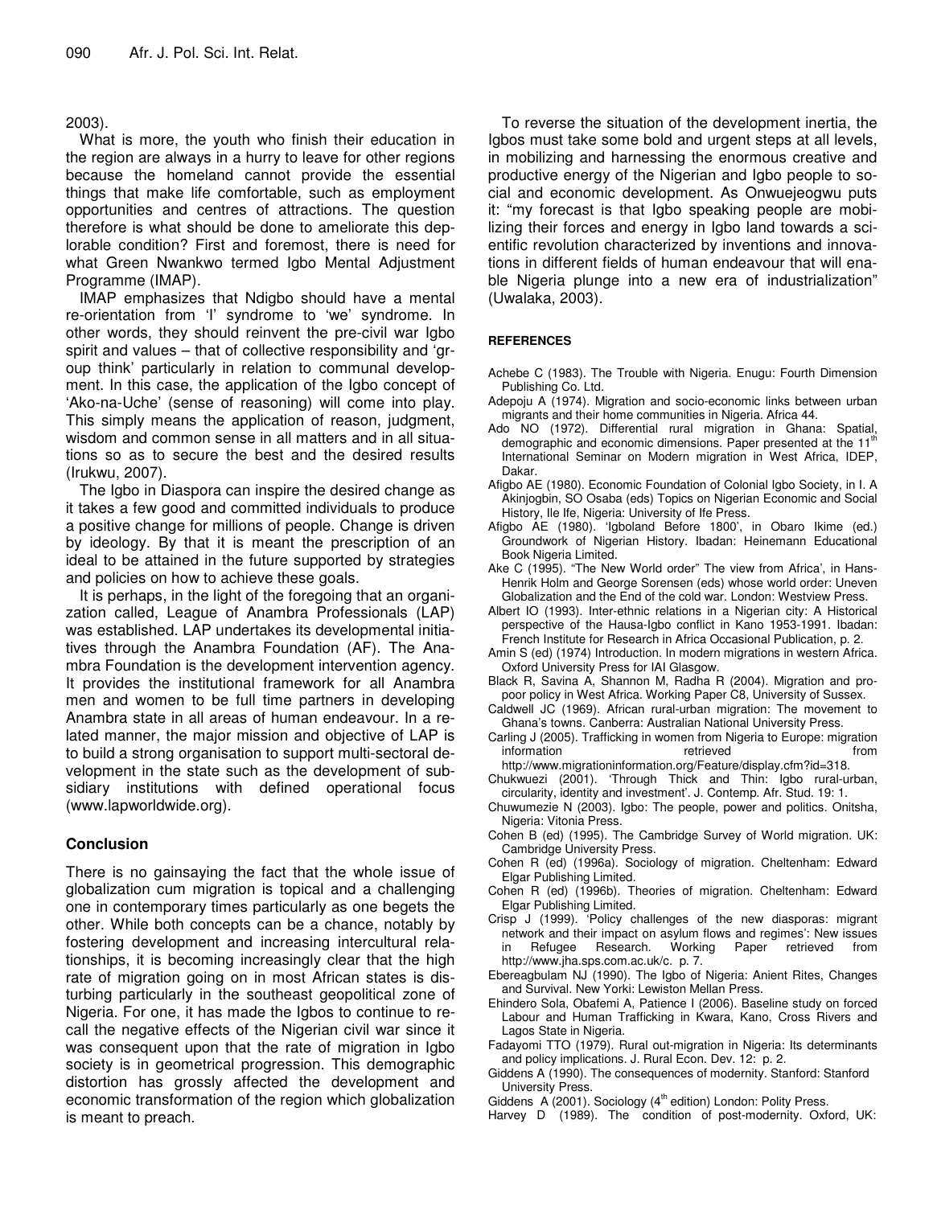2003).

What is more, the youth who finish their education in the region are always in a hurry to leave for other regions because the homeland cannot provide the essential things that make life comfortable, such as employment opportunities and centres of attractions. The question therefore is what should be done to ameliorate this deplorable condition? First and foremost, there is need for what Green Nwankwo termed Igbo Mental Adjustment Programme (IMAP).

IMAP emphasizes that Ndigbo should have a mental re-orientation from 'I' syndrome to 'we' syndrome. In other words, they should reinvent the pre-civil war Igbo spirit and values – that of collective responsibility and 'group think' particularly in relation to communal development. In this case, the application of the Igbo concept of 'Ako-na-Uche' (sense of reasoning) will come into play. This simply means the application of reason, judgment, wisdom and common sense in all matters and in all situations so as to secure the best and the desired results (Irukwu, 2007).

The Igbo in Diaspora can inspire the desired change as it takes a few good and committed individuals to produce a positive change for millions of people. Change is driven by ideology. By that it is meant the prescription of an ideal to be attained in the future supported by strategies and policies on how to achieve these goals.

It is perhaps, in the light of the foregoing that an organization called, League of Anambra Professionals (LAP) was established. LAP undertakes its developmental initiatives through the Anambra Foundation (AF). The Anambra Foundation is the development intervention agency. It provides the institutional framework for all Anambra men and women to be full time partners in developing Anambra state in all areas of human endeavour. In a related manner, the major mission and objective of LAP is to build a strong organisation to support multi-sectoral development in the state such as the development of subsidiary institutions with defined operational focus (www.lapworldwide.org).

## Conclusion

There is no gainsaying the fact that the whole issue of globalization cum migration is topical and a challenging one in contemporary times particularly as one begets the other. While both concepts can be a chance, notably by fostering development and increasing intercultural relationships, it is becoming increasingly clear that the high rate of migration going on in most African states is disturbing particularly in the southeast geopolitical zone of Nigeria. For one, it has made the Igbos to continue to recall the negative effects of the Nigerian civil war since it was consequent upon that the rate of migration in Igbo society is in geometrical progression. This demographic distortion has grossly affected the development and economic transformation of the region which globalization is meant to preach.

To reverse the situation of the development inertia, the Igbos must take some bold and urgent steps at all levels, in mobilizing and harnessing the enormous creative and productive energy of the Nigerian and Igbo people to social and economic development. As Onwuejeogwu puts it: "my forecast is that Igbo speaking people are mobilizing their forces and energy in Igbo land towards a scientific revolution characterized by inventions and innovations in different fields of human endeavour that will enable Nigeria plunge into a new era of industrialization" (Uwalaka, 2003).

## REFERENCES

Achebe C (1983). The Trouble with Nigeria. Enugu: Fourth Dimension Publishing Co. Ltd.

Adepoju A (1974). Migration and socio-economic links between urban migrants and their home communities in Nigeria. Africa 44.

Ado NO (1972). Differential rural migration in Ghana: Spatial, demographic and economic dimensions. Paper presented at the 11th International Seminar on Modern migration in West Africa, IDEP, Dakar.

Afigbo AE (1980). Economic Foundation of Colonial Igbo Society, in I. A Akinjogbin, SO Osaba (eds) Topics on Nigerian Economic and Social History, Ile Ife, Nigeria: University of Ife Press.

Afigbo AE (1980). 'Igboland Before 1800', in Obaro Ikime (ed.) Groundwork of Nigerian History. Ibadan: Heinemann Educational Book Nigeria Limited.

Ake C (1995). "The New World order" The view from Africa', in Hans-Henrik Holm and George Sorensen (eds) whose world order: Uneven Globalization and the End of the cold war. London: Westview Press.

Albert IO (1993). Inter-ethnic relations in a Nigerian city: A Historical perspective of the Hausa-Igbo conflict in Kano 1953-1991. Ibadan: French Institute for Research in Africa Occasional Publication, p. 2.

Amin S (ed) (1974) Introduction. In modern migrations in western Africa. Oxford University Press for IAI Glasgow.

Black R, Savina A, Shannon M, Radha R (2004). Migration and pro-poor policy in West Africa. Working Paper C8, University of Sussex.

Caldwell JC (1969). African rural-urban migration: The movement to Ghana's towns. Canberra: Australian National University Press.

Carling J (2005). Trafficking in women from Nigeria to Europe: migration information retrieved from http://www.migrationinformation.org/Feature/display.cfm?id=318.

Chukwuezi (2001). 'Through Thick and Thin: Igbo rural-urban, circularity, identity and investment'. J. Contemp. Afr. Stud. 19: 1.

Chuwumezie N (2003). Igbo: The people, power and politics. Onitsha, Nigeria: Vitonia Press.

Cohen B (ed) (1995). The Cambridge Survey of World migration. UK: Cambridge University Press.

Cohen R (ed) (1996a). Sociology of migration. Cheltenham: Edward Elgar Publishing Limited.

Cohen R (ed) (1996b). Theories of migration. Cheltenham: Edward Elgar Publishing Limited.

Crisp J (1999). 'Policy challenges of the new diasporas: migrant network and their impact on asylum flows and regimes': New issues in Refugee Research. Working Paper retrieved from http://www.jha.sps.com.ac.uk/c. p. 7.

Ebereagbulam NJ (1990). The Igbo of Nigeria: Anient Rites, Changes and Survival. New Yorki: Lewiston Mellan Press.

Ehindero Sola, Obafemi A, Patience I (2006). Baseline study on forced Labour and Human Trafficking in Kwara, Kano, Cross Rivers and Lagos State in Nigeria.

Fadayomi TTO (1979). Rural out-migration in Nigeria: Its determinants and policy implications. J. Rural Econ. Dev. 12: p. 2.

Giddens A (1990). The consequences of modernity. Stanford: Stanford University Press.

Giddens A (2001). Sociology (4th edition) London: Polity Press.

Harvey D (1989). The condition of post-modernity. Oxford, UK: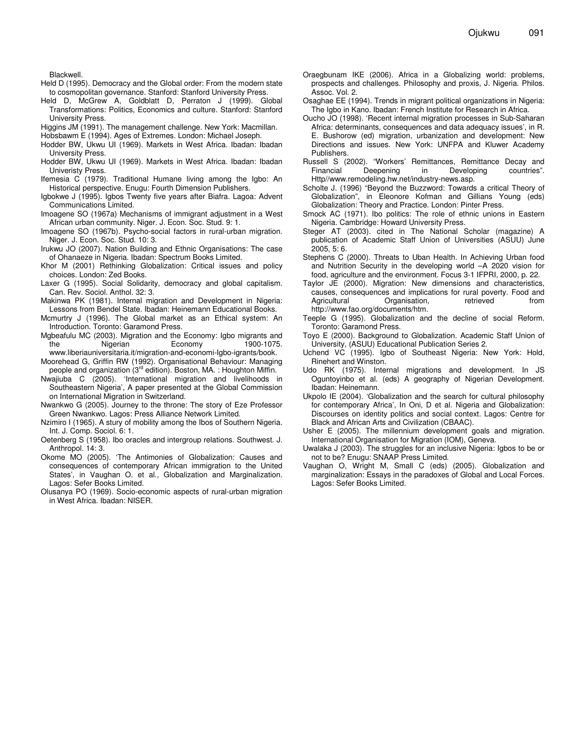Blackwell.

Held D (1995). Democracy and the Global order: From the modern state to cosmopolitan governance. Stanford: Stanford University Press.

Held D, McGrew A, Goldblatt D, Perraton J (1999). Global Transformations: Politics, Economics and culture. Stanford: Stanford University Press.

Higgins JM (1991). The management challenge. New York: Macmillan.

Hobsbawm E (1994). Ages of Extremes. London: Michael Joseph.

Hodder BW, Ukwu UI (1969). Markets in West Africa. Ibadan: Ibadan University Press.

Hodder BW, Ukwu UI (1969). Markets in West Africa. Ibadan: Ibadan Univeristy Press.

Ifemesia C (1979). Traditional Humane living among the Igbo: An Historical perspective. Enugu: Fourth Dimension Publishers.

Igbokwe J (1995). Igbos Twenty five years after Biafra. Lagoa: Advent Communications Limited.

Imoagene SO (1967a) Mechanisms of immigrant adjustment in a West African urban community. Niger. J. Econ. Soc. Stud. 9: 1.

Imoagene SO (1967b). Psycho-social factors in rural-urban migration. Niger. J. Econ. Soc. Stud. 10: 3.

Irukwu JO (2007). Nation Building and Ethnic Organisations: The case of Ohanaeze in Nigeria. Ibadan: Spectrum Books Limited.

Khor M (2001) Rethinking Globalization: Critical issues and policy choices. London: Zed Books.

Laxer G (1995). Social Solidarity, democracy and global capitalism. Can. Rev. Sociol. Anthol. 32: 3.

Makinwa PK (1981). Internal migration and Development in Nigeria: Lessons from Bendel State. Ibadan: Heinemann Educational Books.

Mcmurtry J (1996). The Global market as an Ethical system: An Introduction. Toronto: Garamond Press.

Mgbeafulu MC (2003). Migration and the Economy: Igbo migrants and the Nigerian Economy 1900-1075. www.liberiauniversitaria.it/migration-and-economi-Igbo-igrants/book.

Moorehead G, Griffin RW (1992). Organisational Behaviour: Managing people and organization (3rd edition). Boston, MA. : Houghton Mifflin.

Nwajiuba C (2005). 'International migration and livelihoods in Southeastern Nigeria', A paper presented at the Global Commission on International Migration in Switzerland.

Nwankwo G (2005). Journey to the throne: The story of Eze Professor Green Nwankwo. Lagos: Press Alliance Network Limited.

Nzimiro I (1965). A stury of mobility among the Ibos of Southern Nigeria. Int. J. Comp. Sociol. 6: 1.

Oetenberg S (1958). Ibo oracles and intergroup relations. Southwest. J. Anthropol. 14: 3.

Okome MO (2005). 'The Antimonies of Globalization: Causes and consequences of contemporary African immigration to the United States', in Vaughan O. et al., Globalization and Marginalization. Lagos: Sefer Books Limited.

Olusanya PO (1969). Socio-economic aspects of rural-urban migration in West Africa. Ibadan: NISER.

Oraegbunam IKE (2006). Africa in a Globalizing world: problems, prospects and challenges. Philosophy and proxis, J. Nigeria. Philos. Assoc. Vol. 2.

Osaghae EE (1994). Trends in migrant political organizations in Nigeria: The Igbo in Kano. Ibadan: French Institute for Research in Africa.

Oucho JO (1998). 'Recent internal migration processes in Sub-Saharan Africa: determinants, consequences and data adequacy issues', in R. E. Bushorow (ed) migration, urbanization and development: New Directions and issues. New York: UNFPA and Kluwer Academy Publishers.

Russell S (2002). "Workers' Remittances, Remittance Decay and Financial Deepening in Developing countries". Http//www.remodeling.hw.net/industry-news.asp.

Scholte J. (1996) "Beyond the Buzzword: Towards a critical Theory of Globalization", in Eleonore Kofman and Gillians Young (eds) Globalization: Theory and Practice. London: Pinter Press.

Smock AC (1971). Ibo politics: The role of ethnic unions in Eastern Nigeria. Cambridge: Howard University Press.

Steger AT (2003). cited in The National Scholar (magazine) A publication of Academic Staff Union of Universities (ASUU) June 2005, 5: 6.

Stephens C (2000). Threats to Uban Health. In Achieving Urban food and Nutrition Security in the developing world –A 2020 vision for food, agriculture and the environment. Focus 3-1 IFPRI, 2000, p. 22.

Taylor JE (2000). Migration: New dimensions and characteristics, causes, consequences and implications for rural poverty. Food and Agricultural Organisation, retrieved from http://www.fao.org/documents/htm.

Teeple G (1995). Globalization and the decline of social Reform. Toronto: Garamond Press.

Toyo E (2000). Background to Globalization. Academic Staff Union of University, (ASUU) Educational Publication Series 2.

Uchend VC (1995). Igbo of Southeast Nigeria: New York: Hold, Rinehert and Winston.

Udo RK (1975). Internal migrations and development. In JS Oguntoyinbo et al. (eds) A geography of Nigerian Development. Ibadan: Heinemann.

Ukpolo IE (2004). 'Globalization and the search for cultural philosophy for contemporary Africa', In Oni, D et al. Nigeria and Globalization: Discourses on identity politics and social context. Lagos: Centre for Black and African Arts and Civilization (CBAAC).

Usher E (2005). The millennium development goals and migration. International Organisation for Migration (IOM), Geneva.

Uwalaka J (2003). The struggles for an inclusive Nigeria: Igbos to be or not to be? Enugu: SNAAP Press Limited.

Vaughan O, Wright M, Small C (eds) (2005). Globalization and marginalization: Essays in the paradoxes of Global and Local Forces. Lagos: Sefer Books Limited.